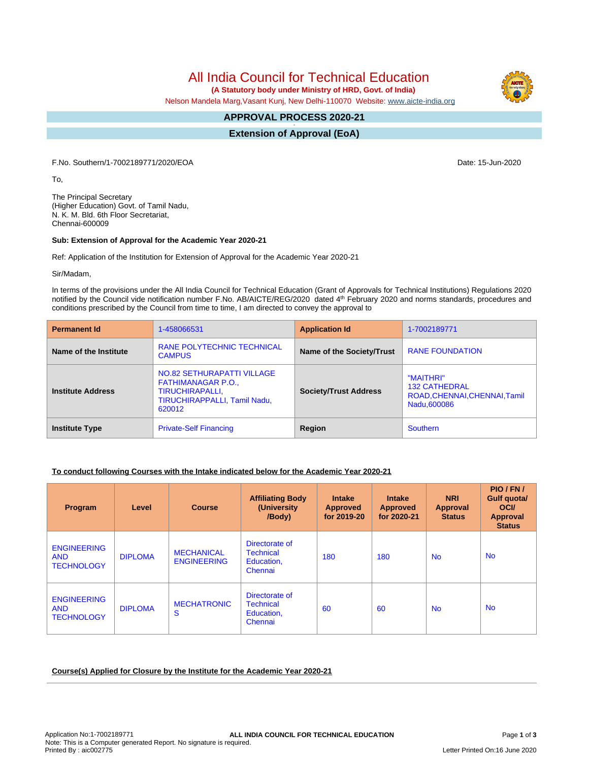# All India Council for Technical Education

**(A Statutory body under Ministry of HRD, Govt. of India)**

Nelson Mandela Marg,Vasant Kunj, New Delhi-110070 Website: www.aicte-india.org

## APPROVAL PROCESS 2020-21

## Extension of Approval (EoA)

F.No. Southern/1-7002189771/2020/EOA

Date: 15-Jun-2020

To,

The Principal Secretary
(Higher Education) Govt. of Tamil Nadu,
N. K. M. Bld. 6th Floor Secretariat,
Chennai-600009

**Sub: Extension of Approval for the Academic Year 2020-21**

Ref: Application of the Institution for Extension of Approval for the Academic Year 2020-21

Sir/Madam,

In terms of the provisions under the All India Council for Technical Education (Grant of Approvals for Technical Institutions) Regulations 2020 notified by the Council vide notification number F.No. AB/AICTE/REG/2020 dated 4th February 2020 and norms standards, procedures and conditions prescribed by the Council from time to time, I am directed to convey the approval to

| | | | |
|---|---|---|---|
| **Permanent Id** | 1-458066531 | **Application Id** | 1-7002189771 |
| **Name of the Institute** | RANE POLYTECHNIC TECHNICAL CAMPUS | **Name of the Society/Trust** | RANE FOUNDATION |
| **Institute Address** | NO.82 SETHURAPATTI VILLAGE FATHIMANAGAR P.O., TIRUCHIRAPALLI, TIRUCHIRAPPALLI, Tamil Nadu, 620012 | **Society/Trust Address** | "MAITHRI" 132 CATHEDRAL ROAD,CHENNAI,CHENNAI,Tamil Nadu,600086 |
| **Institute Type** | Private-Self Financing | **Region** | Southern |

**To conduct following Courses with the Intake indicated below for the Academic Year 2020-21**

| Program | Level | Course | Affiliating Body (University /Body) | Intake Approved for 2019-20 | Intake Approved for 2020-21 | NRI Approval Status | PIO / FN / Gulf quota/ OCI/ Approval Status |
|---|---|---|---|---|---|---|---|
| ENGINEERING AND TECHNOLOGY | DIPLOMA | MECHANICAL ENGINEERING | Directorate of Technical Education, Chennai | 180 | 180 | No | No |
| ENGINEERING AND TECHNOLOGY | DIPLOMA | MECHATRONICS | Directorate of Technical Education, Chennai | 60 | 60 | No | No |

**Course(s) Applied for Closure by the Institute for the Academic Year 2020-21**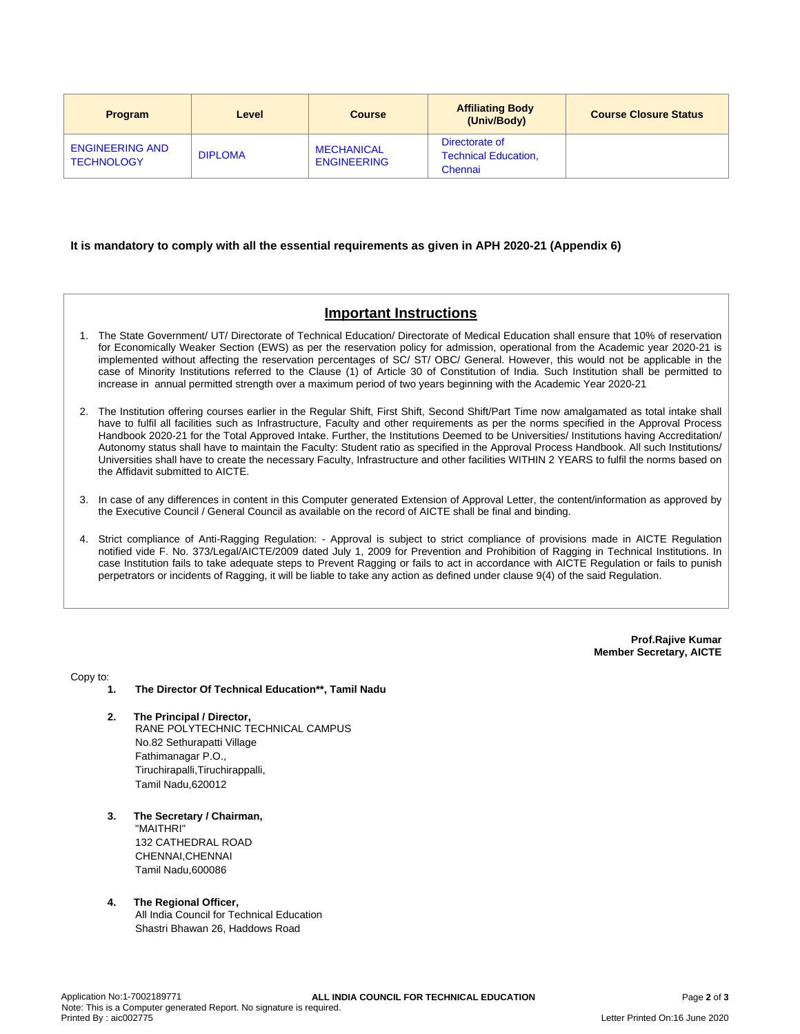| Program | Level | Course | Affiliating Body (Univ/Body) | Course Closure Status |
|---|---|---|---|---|
| ENGINEERING AND TECHNOLOGY | DIPLOMA | MECHANICAL ENGINEERING | Directorate of Technical Education, Chennai | |

**It is mandatory to comply with all the essential requirements as given in APH 2020-21 (Appendix 6)**

## Important Instructions

1. The State Government/ UT/ Directorate of Technical Education/ Directorate of Medical Education shall ensure that 10% of reservation for Economically Weaker Section (EWS) as per the reservation policy for admission, operational from the Academic year 2020-21 is implemented without affecting the reservation percentages of SC/ ST/ OBC/ General. However, this would not be applicable in the case of Minority Institutions referred to the Clause (1) of Article 30 of Constitution of India. Such Institution shall be permitted to increase in annual permitted strength over a maximum period of two years beginning with the Academic Year 2020-21

2. The Institution offering courses earlier in the Regular Shift, First Shift, Second Shift/Part Time now amalgamated as total intake shall have to fulfil all facilities such as Infrastructure, Faculty and other requirements as per the norms specified in the Approval Process Handbook 2020-21 for the Total Approved Intake. Further, the Institutions Deemed to be Universities/ Institutions having Accreditation/ Autonomy status shall have to maintain the Faculty: Student ratio as specified in the Approval Process Handbook. All such Institutions/ Universities shall have to create the necessary Faculty, Infrastructure and other facilities WITHIN 2 YEARS to fulfil the norms based on the Affidavit submitted to AICTE.

3. In case of any differences in content in this Computer generated Extension of Approval Letter, the content/information as approved by the Executive Council / General Council as available on the record of AICTE shall be final and binding.

4. Strict compliance of Anti-Ragging Regulation: - Approval is subject to strict compliance of provisions made in AICTE Regulation notified vide F. No. 373/Legal/AICTE/2009 dated July 1, 2009 for Prevention and Prohibition of Ragging in Technical Institutions. In case Institution fails to take adequate steps to Prevent Ragging or fails to act in accordance with AICTE Regulation or fails to punish perpetrators or incidents of Ragging, it will be liable to take any action as defined under clause 9(4) of the said Regulation.

**Prof.Rajive Kumar**
**Member Secretary, AICTE**

Copy to:

1. **The Director Of Technical Education**, Tamil Nadu**

2. **The Principal / Director,**
   RANE POLYTECHNIC TECHNICAL CAMPUS
   No.82 Sethurapatti Village
   Fathimanagar P.O.,
   Tiruchirapalli,Tiruchirappalli,
   Tamil Nadu,620012

3. **The Secretary / Chairman,**
   "MAITHRI"
   132 CATHEDRAL ROAD
   CHENNAI,CHENNAI
   Tamil Nadu,600086

4. **The Regional Officer,**
   All India Council for Technical Education
   Shastri Bhawan 26, Haddows Road

Application No:1-7002189771
Note: This is a Computer generated Report. No signature is required.
Printed By : aic002775
Letter Printed On:16 June 2020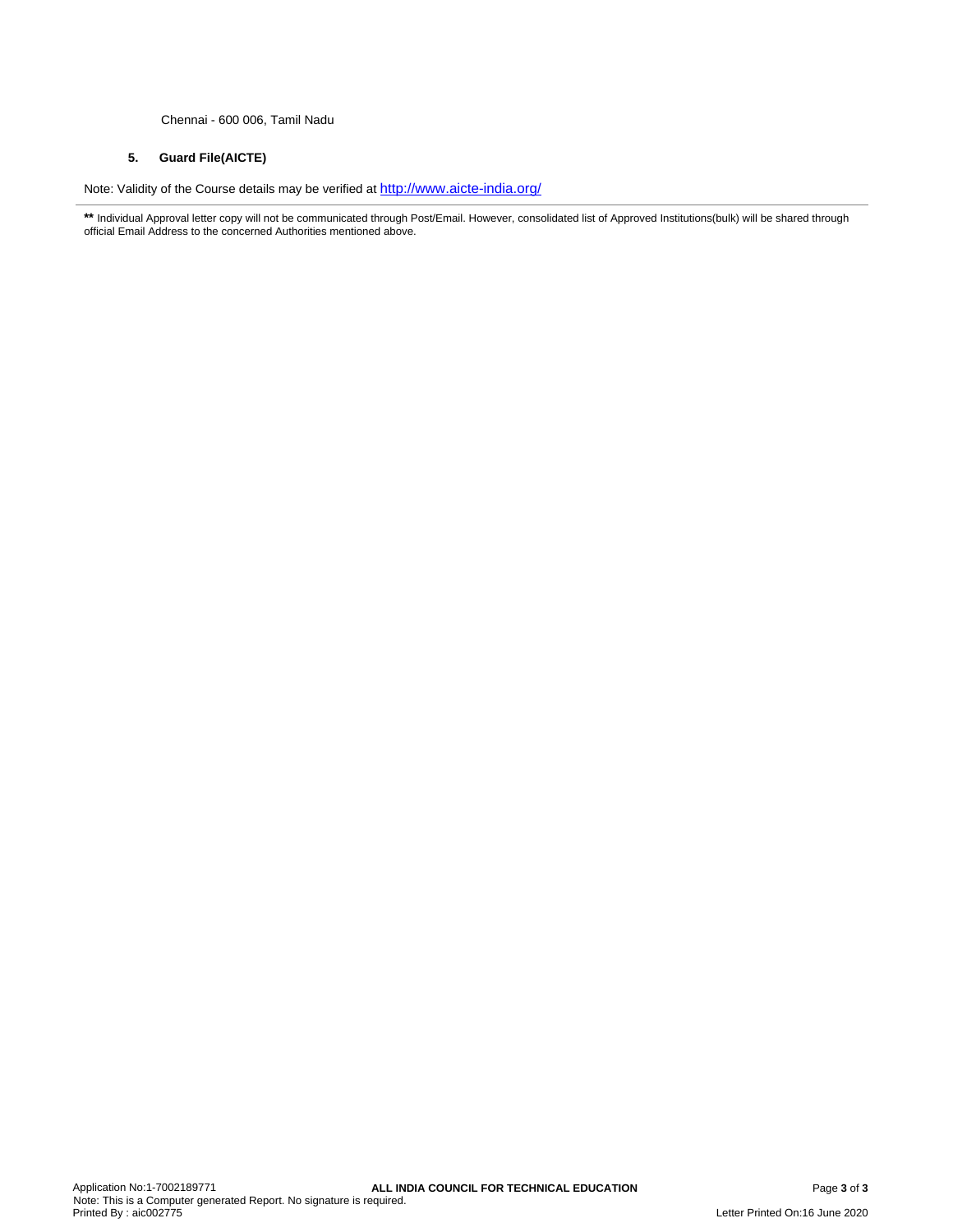Chennai - 600 006, Tamil Nadu

5. **Guard File(AICTE)**

Note: Validity of the Course details may be verified at http://www.aicte-india.org/

---

**\*\*** Individual Approval letter copy will not be communicated through Post/Email. However, consolidated list of Approved Institutions(bulk) will be shared through official Email Address to the concerned Authorities mentioned above.

Application No:1-7002189771

**ALL INDIA COUNCIL FOR TECHNICAL EDUCATION**

Note: This is a Computer generated Report. No signature is required.

Printed By : aic002775

Letter Printed On:16 June 2020